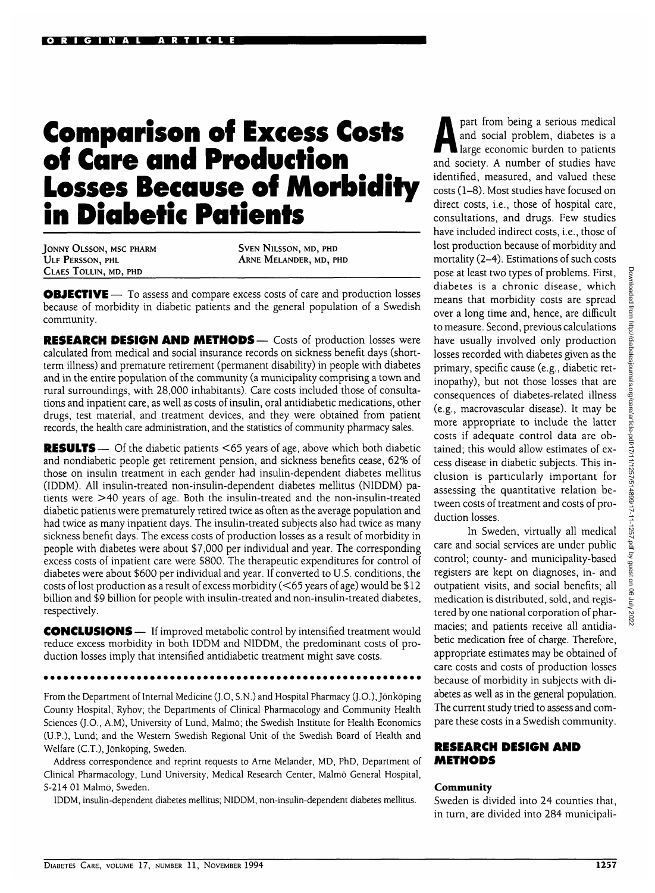ORIGINAL ARTICLE

# Comparison of Excess Costs of Care and Production Losses Because of Morbidity in Diabetic Patients

JONNY OLSSON, MSC PHARM
ULF PERSSON, PHL
CLAES TOLLIN, MD, PHD
SVEN NILSSON, MD, PHD
ARNE MELANDER, MD, PHD

**OBJECTIVE** — To assess and compare excess costs of care and production losses because of morbidity in diabetic patients and the general population of a Swedish community.

**RESEARCH DESIGN AND METHODS** — Costs of production losses were calculated from medical and social insurance records on sickness benefit days (short-term illness) and premature retirement (permanent disability) in people with diabetes and in the entire population of the community (a municipality comprising a town and rural surroundings, with 28,000 inhabitants). Care costs included those of consultations and inpatient care, as well as costs of insulin, oral antidiabetic medications, other drugs, test material, and treatment devices, and they were obtained from patient records, the health care administration, and the statistics of community pharmacy sales.

**RESULTS** — Of the diabetic patients <65 years of age, above which both diabetic and nondiabetic people get retirement pension, and sickness benefits cease, 62% of those on insulin treatment in each gender had insulin-dependent diabetes mellitus (IDDM). All insulin-treated non-insulin-dependent diabetes mellitus (NIDDM) patients were >40 years of age. Both the insulin-treated and the non-insulin-treated diabetic patients were prematurely retired twice as often as the average population and had twice as many inpatient days. The insulin-treated subjects also had twice as many sickness benefit days. The excess costs of production losses as a result of morbidity in people with diabetes were about $7,000 per individual and year. The corresponding excess costs of inpatient care were $800. The therapeutic expenditures for control of diabetes were about $600 per individual and year. If converted to U.S. conditions, the costs of lost production as a result of excess morbidity (<65 years of age) would be $12 billion and $9 billion for people with insulin-treated and non-insulin-treated diabetes, respectively.

**CONCLUSIONS** — If improved metabolic control by intensified treatment would reduce excess morbidity in both IDDM and NIDDM, the predominant costs of production losses imply that intensified antidiabetic treatment might save costs.

From the Department of Internal Medicine (J.O, S.N.) and Hospital Pharmacy (J.O.), Jönköping County Hospital, Ryhov; the Departments of Clinical Pharmacology and Community Health Sciences (J.O., A.M), University of Lund, Malmö; the Swedish Institute for Health Economics (U.P.), Lund; and the Western Swedish Regional Unit of the Swedish Board of Health and Welfare (C.T.), Jönköping, Sweden.

Address correspondence and reprint requests to Arne Melander, MD, PhD, Department of Clinical Pharmacology, Lund University, Medical Research Center, Malmö General Hospital, S-214 01 Malmö, Sweden.

IDDM, insulin-dependent diabetes mellitus; NIDDM, non-insulin-dependent diabetes mellitus.

Apart from being a serious medical and social problem, diabetes is a large economic burden to patients and society. A number of studies have identified, measured, and valued these costs (1–8). Most studies have focused on direct costs, i.e., those of hospital care, consultations, and drugs. Few studies have included indirect costs, i.e., those of lost production because of morbidity and mortality (2–4). Estimations of such costs pose at least two types of problems. First, diabetes is a chronic disease, which means that morbidity costs are spread over a long time and, hence, are difficult to measure. Second, previous calculations have usually involved only production losses recorded with diabetes given as the primary, specific cause (e.g., diabetic retinopathy), but not those losses that are consequences of diabetes-related illness (e.g., macrovascular disease). It may be more appropriate to include the latter costs if adequate control data are obtained; this would allow estimates of excess disease in diabetic subjects. This inclusion is particularly important for assessing the quantitative relation between costs of treatment and costs of production losses.

In Sweden, virtually all medical care and social services are under public control; county- and municipality-based registers are kept on diagnoses, in- and outpatient visits, and social benefits; all medication is distributed, sold, and registered by one national corporation of pharmacies; and patients receive all antidiabetic medication free of charge. Therefore, appropriate estimates may be obtained of care costs and costs of production losses because of morbidity in subjects with diabetes as well as in the general population. The current study tried to assess and compare these costs in a Swedish community.

## RESEARCH DESIGN AND METHODS

### Community

Sweden is divided into 24 counties that, in turn, are divided into 284 municipali-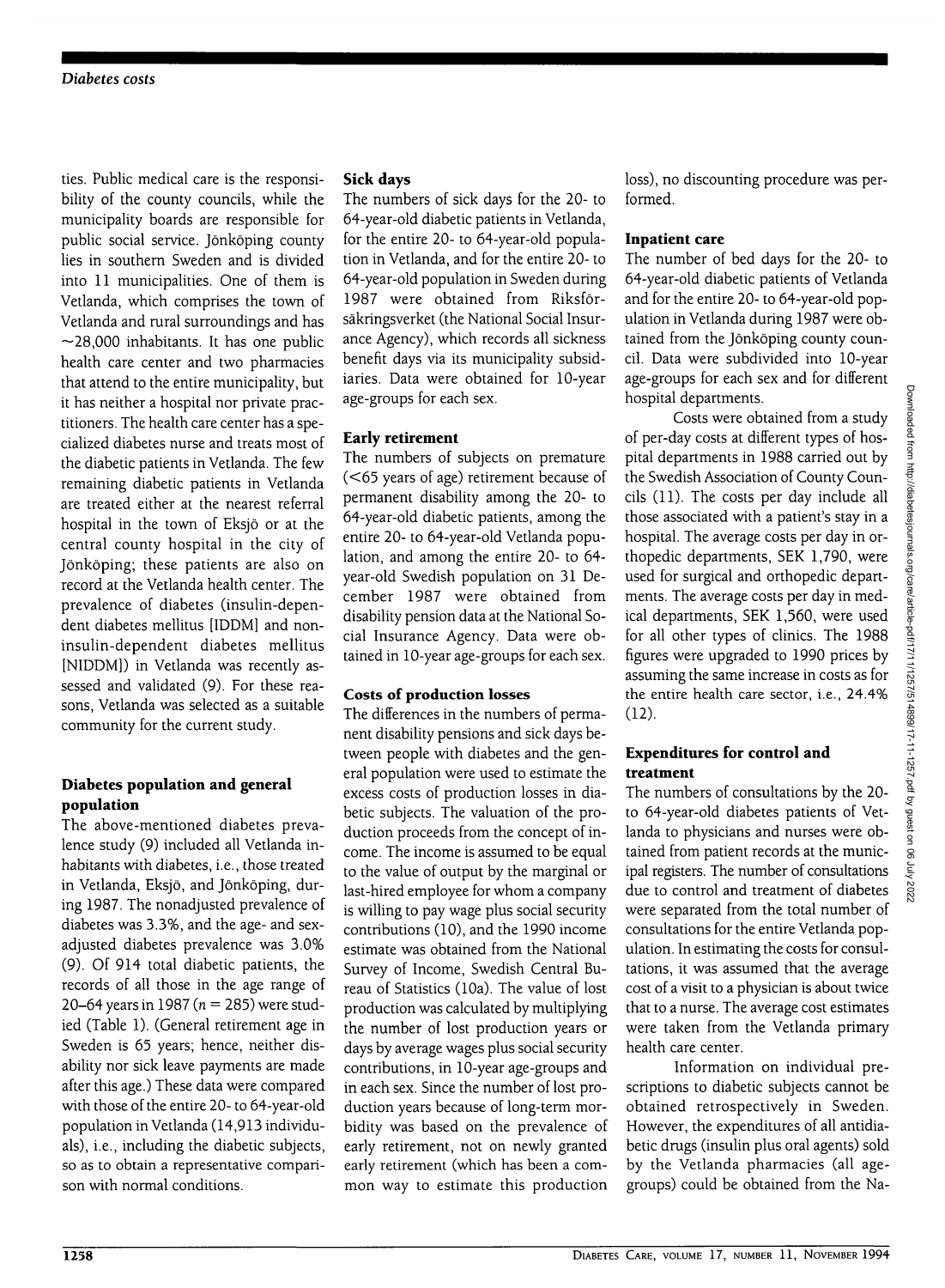ties. Public medical care is the responsibility of the county councils, while the municipality boards are responsible for public social service. Jönköping county lies in southern Sweden and is divided into 11 municipalities. One of them is Vetlanda, which comprises the town of Vetlanda and rural surroundings and has ~28,000 inhabitants. It has one public health care center and two pharmacies that attend to the entire municipality, but it has neither a hospital nor private practitioners. The health care center has a specialized diabetes nurse and treats most of the diabetic patients in Vetlanda. The few remaining diabetic patients in Vetlanda are treated either at the nearest referral hospital in the town of Eksjö or at the central county hospital in the city of Jönköping; these patients are also on record at the Vetlanda health center. The prevalence of diabetes (insulin-dependent diabetes mellitus [IDDM] and non-insulin-dependent diabetes mellitus [NIDDM]) in Vetlanda was recently assessed and validated (9). For these reasons, Vetlanda was selected as a suitable community for the current study.

### Diabetes population and general population

The above-mentioned diabetes prevalence study (9) included all Vetlanda inhabitants with diabetes, i.e., those treated in Vetlanda, Eksjö, and Jönköping, during 1987. The nonadjusted prevalence of diabetes was 3.3%, and the age- and sex-adjusted diabetes prevalence was 3.0% (9). Of 914 total diabetic patients, the records of all those in the age range of 20–64 years in 1987 ($n = 285$) were studied (Table 1). (General retirement age in Sweden is 65 years; hence, neither disability nor sick leave payments are made after this age.) These data were compared with those of the entire 20- to 64-year-old population in Vetlanda (14,913 individuals), i.e., including the diabetic subjects, so as to obtain a representative comparison with normal conditions.

### Sick days

The numbers of sick days for the 20- to 64-year-old diabetic patients in Vetlanda, for the entire 20- to 64-year-old population in Vetlanda, and for the entire 20- to 64-year-old population in Sweden during 1987 were obtained from Riksförsäkringsverket (the National Social Insurance Agency), which records all sickness benefit days via its municipality subsidiaries. Data were obtained for 10-year age-groups for each sex.

### Early retirement

The numbers of subjects on premature (<65 years of age) retirement because of permanent disability among the 20- to 64-year-old diabetic patients, among the entire 20- to 64-year-old Vetlanda population, and among the entire 20- to 64-year-old Swedish population on 31 December 1987 were obtained from disability pension data at the National Social Insurance Agency. Data were obtained in 10-year age-groups for each sex.

### Costs of production losses

The differences in the numbers of permanent disability pensions and sick days between people with diabetes and the general population were used to estimate the excess costs of production losses in diabetic subjects. The valuation of the production proceeds from the concept of income. The income is assumed to be equal to the value of output by the marginal or last-hired employee for whom a company is willing to pay wage plus social security contributions (10), and the 1990 income estimate was obtained from the National Survey of Income, Swedish Central Bureau of Statistics (10a). The value of lost production was calculated by multiplying the number of lost production years or days by average wages plus social security contributions, in 10-year age-groups and in each sex. Since the number of lost production years because of long-term morbidity was based on the prevalence of early retirement, not on newly granted early retirement (which has been a common way to estimate this production loss), no discounting procedure was performed.

### Inpatient care

The number of bed days for the 20- to 64-year-old diabetic patients of Vetlanda and for the entire 20- to 64-year-old population in Vetlanda during 1987 were obtained from the Jönköping county council. Data were subdivided into 10-year age-groups for each sex and for different hospital departments.

Costs were obtained from a study of per-day costs at different types of hospital departments in 1988 carried out by the Swedish Association of County Councils (11). The costs per day include all those associated with a patient's stay in a hospital. The average costs per day in orthopedic departments, SEK 1,790, were used for surgical and orthopedic departments. The average costs per day in medical departments, SEK 1,560, were used for all other types of clinics. The 1988 figures were upgraded to 1990 prices by assuming the same increase in costs as for the entire health care sector, i.e., 24.4% (12).

### Expenditures for control and treatment

The numbers of consultations by the 20- to 64-year-old diabetes patients of Vetlanda to physicians and nurses were obtained from patient records at the municipal registers. The number of consultations due to control and treatment of diabetes were separated from the total number of consultations for the entire Vetlanda population. In estimating the costs for consultations, it was assumed that the average cost of a visit to a physician is about twice that to a nurse. The average cost estimates were taken from the Vetlanda primary health care center.

Information on individual prescriptions to diabetic subjects cannot be obtained retrospectively in Sweden. However, the expenditures of all antidiabetic drugs (insulin plus oral agents) sold by the Vetlanda pharmacies (all age-groups) could be obtained from the Na-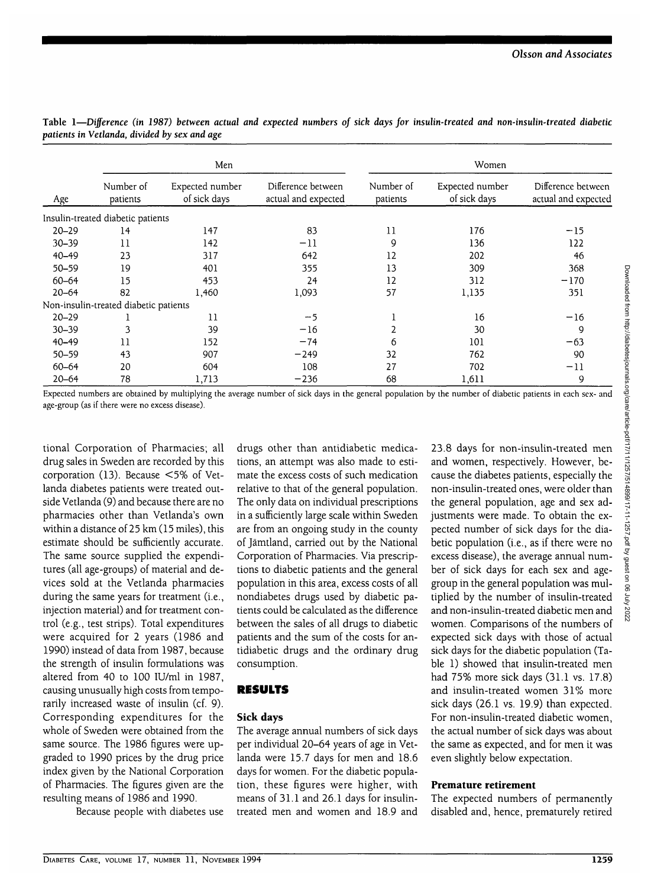**Table 1—*Difference (in 1987) between actual and expected numbers of sick days for insulin-treated and non-insulin-treated diabetic patients in Vetlanda, divided by sex and age***

| | Men | | | Women | | |
|---|---|---|---|---|---|---|
| Age | Number of patients | Expected number of sick days | Difference between actual and expected | Number of patients | Expected number of sick days | Difference between actual and expected |
| Insulin-treated diabetic patients | | | | | | |
| 20–29 | 14 | 147 | 83 | 11 | 176 | −15 |
| 30–39 | 11 | 142 | −11 | 9 | 136 | 122 |
| 40–49 | 23 | 317 | 642 | 12 | 202 | 46 |
| 50–59 | 19 | 401 | 355 | 13 | 309 | 368 |
| 60–64 | 15 | 453 | 24 | 12 | 312 | −170 |
| 20–64 | 82 | 1,460 | 1,093 | 57 | 1,135 | 351 |
| Non-insulin-treated diabetic patients | | | | | | |
| 20–29 | 1 | 11 | −5 | 1 | 16 | −16 |
| 30–39 | 3 | 39 | −16 | 2 | 30 | 9 |
| 40–49 | 11 | 152 | −74 | 6 | 101 | −63 |
| 50–59 | 43 | 907 | −249 | 32 | 762 | 90 |
| 60–64 | 20 | 604 | 108 | 27 | 702 | −11 |
| 20–64 | 78 | 1,713 | −236 | 68 | 1,611 | 9 |

Expected numbers are obtained by multiplying the average number of sick days in the general population by the number of diabetic patients in each sex- and age-group (as if there were no excess disease).

tional Corporation of Pharmacies; all drug sales in Sweden are recorded by this corporation (13). Because <5% of Vetlanda diabetes patients were treated outside Vetlanda (9) and because there are no pharmacies other than Vetlanda's own within a distance of 25 km (15 miles), this estimate should be sufficiently accurate. The same source supplied the expenditures (all age-groups) of material and devices sold at the Vetlanda pharmacies during the same years for treatment (i.e., injection material) and for treatment control (e.g., test strips). Total expenditures were acquired for 2 years (1986 and 1990) instead of data from 1987, because the strength of insulin formulations was altered from 40 to 100 IU/ml in 1987, causing unusually high costs from temporarily increased waste of insulin (cf. 9). Corresponding expenditures for the whole of Sweden were obtained from the same source. The 1986 figures were upgraded to 1990 prices by the drug price index given by the National Corporation of Pharmacies. The figures given are the resulting means of 1986 and 1990.

Because people with diabetes use drugs other than antidiabetic medications, an attempt was also made to estimate the excess costs of such medication relative to that of the general population. The only data on individual prescriptions in a sufficiently large scale within Sweden are from an ongoing study in the county of Jämtland, carried out by the National Corporation of Pharmacies. Via prescriptions to diabetic patients and the general population in this area, excess costs of all nondiabetes drugs used by diabetic patients could be calculated as the difference between the sales of all drugs to diabetic patients and the sum of the costs for antidiabetic drugs and the ordinary drug consumption.

## RESULTS

### Sick days

The average annual numbers of sick days per individual 20–64 years of age in Vetlanda were 15.7 days for men and 18.6 days for women. For the diabetic population, these figures were higher, with means of 31.1 and 26.1 days for insulin-treated men and women and 18.9 and 23.8 days for non-insulin-treated men and women, respectively. However, because the diabetes patients, especially the non-insulin-treated ones, were older than the general population, age and sex adjustments were made. To obtain the expected number of sick days for the diabetic population (i.e., as if there were no excess disease), the average annual number of sick days for each sex and age-group in the general population was multiplied by the number of insulin-treated and non-insulin-treated diabetic men and women. Comparisons of the numbers of expected sick days with those of actual sick days for the diabetic population (Table 1) showed that insulin-treated men had 75% more sick days (31.1 vs. 17.8) and insulin-treated women 31% more sick days (26.1 vs. 19.9) than expected. For non-insulin-treated diabetic women, the actual number of sick days was about the same as expected, and for men it was even slightly below expectation.

### Premature retirement

The expected numbers of permanently disabled and, hence, prematurely retired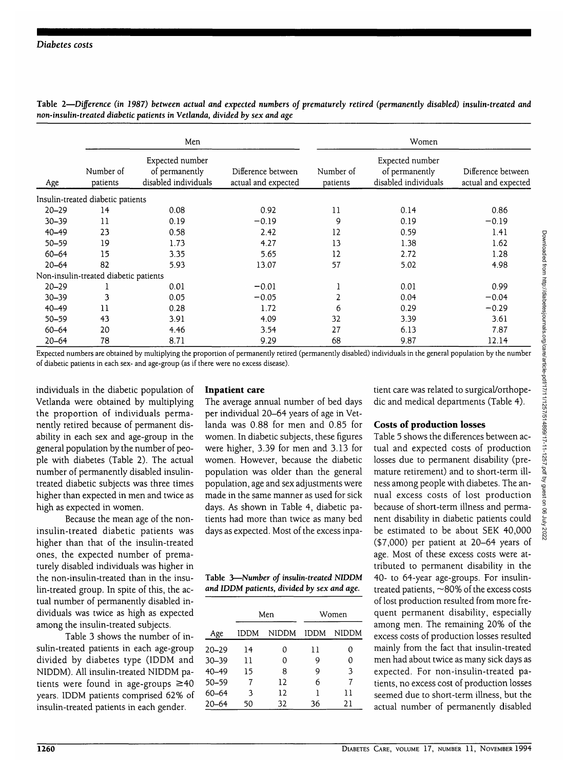**Table 2—*Difference (in 1987) between actual and expected numbers of prematurely retired (permanently disabled) insulin-treated and non-insulin-treated diabetic patients in Vetlanda, divided by sex and age***

| | Men | | | Women | | |
|---|---|---|---|---|---|---|
| Age | Number of patients | Expected number of permanently disabled individuals | Difference between actual and expected | Number of patients | Expected number of permanently disabled individuals | Difference between actual and expected |
| Insulin-treated diabetic patients | | | | | | |
| 20–29 | 14 | 0.08 | 0.92 | 11 | 0.14 | 0.86 |
| 30–39 | 11 | 0.19 | −0.19 | 9 | 0.19 | −0.19 |
| 40–49 | 23 | 0.58 | 2.42 | 12 | 0.59 | 1.41 |
| 50–59 | 19 | 1.73 | 4.27 | 13 | 1.38 | 1.62 |
| 60–64 | 15 | 3.35 | 5.65 | 12 | 2.72 | 1.28 |
| 20–64 | 82 | 5.93 | 13.07 | 57 | 5.02 | 4.98 |
| Non-insulin-treated diabetic patients | | | | | | |
| 20–29 | 1 | 0.01 | −0.01 | 1 | 0.01 | 0.99 |
| 30–39 | 3 | 0.05 | −0.05 | 2 | 0.04 | −0.04 |
| 40–49 | 11 | 0.28 | 1.72 | 6 | 0.29 | −0.29 |
| 50–59 | 43 | 3.91 | 4.09 | 32 | 3.39 | 3.61 |
| 60–64 | 20 | 4.46 | 3.54 | 27 | 6.13 | 7.87 |
| 20–64 | 78 | 8.71 | 9.29 | 68 | 9.87 | 12.14 |

Expected numbers are obtained by multiplying the proportion of permanently retired (permanently disabled) individuals in the general population by the number of diabetic patients in each sex- and age-group (as if there were no excess disease).

individuals in the diabetic population of Vetlanda were obtained by multiplying the proportion of individuals permanently retired because of permanent disability in each sex and age-group in the general population by the number of people with diabetes (Table 2). The actual number of permanently disabled insulin-treated diabetic subjects was three times higher than expected in men and twice as high as expected in women.

Because the mean age of the non-insulin-treated diabetic patients was higher than that of the insulin-treated ones, the expected number of prematurely disabled individuals was higher in the non-insulin-treated than in the insulin-treated group. In spite of this, the actual number of permanently disabled individuals was twice as high as expected among the insulin-treated subjects.

Table 3 shows the number of insulin-treated patients in each age-group divided by diabetes type (IDDM and NIDDM). All insulin-treated NIDDM patients were found in age-groups ≥40 years. IDDM patients comprised 62% of insulin-treated patients in each gender.

## Inpatient care

The average annual number of bed days per individual 20–64 years of age in Vetlanda was 0.88 for men and 0.85 for women. In diabetic subjects, these figures were higher, 3.39 for men and 3.13 for women. However, because the diabetic population was older than the general population, age and sex adjustments were made in the same manner as used for sick days. As shown in Table 4, diabetic patients had more than twice as many bed days as expected. Most of the excess inpatient care was related to surgical/orthopedic and medical departments (Table 4).

**Table 3—*Number of insulin-treated NIDDM and IDDM patients, divided by sex and age.***

| | Men | | Women | |
|---|---|---|---|---|
| Age | IDDM | NIDDM | IDDM | NIDDM |
| 20–29 | 14 | 0 | 11 | 0 |
| 30–39 | 11 | 0 | 9 | 0 |
| 40–49 | 15 | 8 | 9 | 3 |
| 50–59 | 7 | 12 | 6 | 7 |
| 60–64 | 3 | 12 | 1 | 11 |
| 20–64 | 50 | 32 | 36 | 21 |

## Costs of production losses

Table 5 shows the differences between actual and expected costs of production losses due to permanent disability (premature retirement) and to short-term illness among people with diabetes. The annual excess costs of lost production because of short-term illness and permanent disability in diabetic patients could be estimated to be about SEK 40,000 ($7,000) per patient at 20–64 years of age. Most of these excess costs were attributed to permanent disability in the 40- to 64-year age-groups. For insulin-treated patients, ~80% of the excess costs of lost production resulted from more frequent permanent disability, especially among men. The remaining 20% of the excess costs of production losses resulted mainly from the fact that insulin-treated men had about twice as many sick days as expected. For non-insulin-treated patients, no excess cost of production losses seemed due to short-term illness, but the actual number of permanently disabled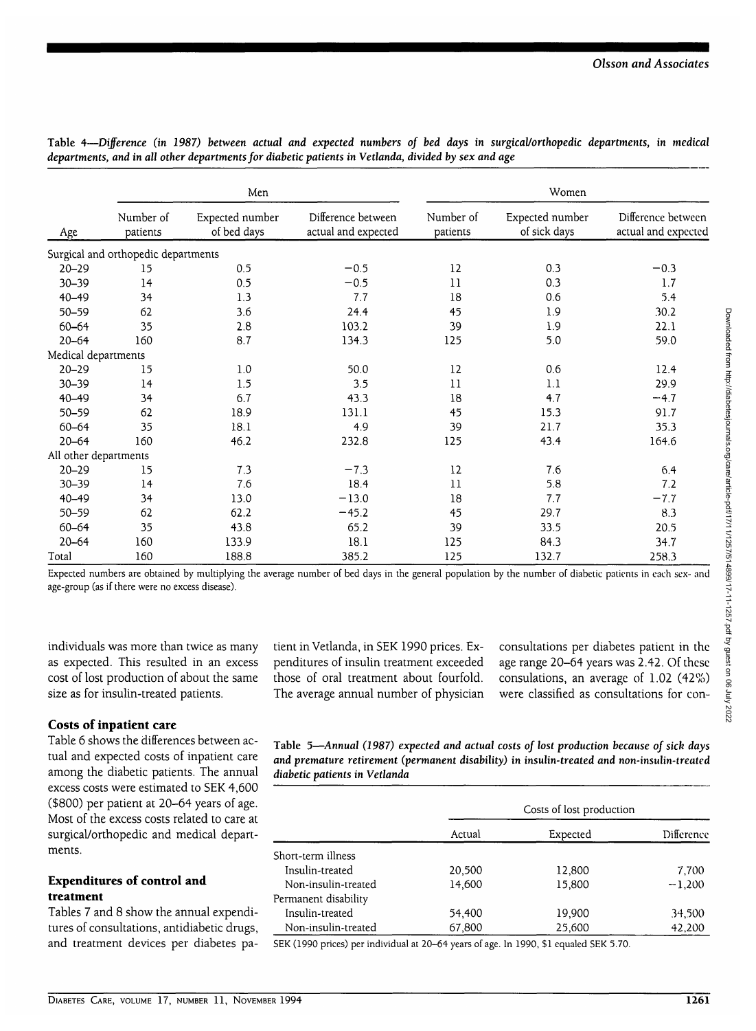**Table 4—*Difference (in 1987) between actual and expected numbers of bed days in surgical/orthopedic departments, in medical departments, and in all other departments for diabetic patients in Vetlanda, divided by sex and age***

| | Men | | | Women | | |
|---|---|---|---|---|---|---|
| Age | Number of patients | Expected number of bed days | Difference between actual and expected | Number of patients | Expected number of sick days | Difference between actual and expected |
| Surgical and orthopedic departments | | | | | | |
| 20–29 | 15 | 0.5 | −0.5 | 12 | 0.3 | −0.3 |
| 30–39 | 14 | 0.5 | −0.5 | 11 | 0.3 | 1.7 |
| 40–49 | 34 | 1.3 | 7.7 | 18 | 0.6 | 5.4 |
| 50–59 | 62 | 3.6 | 24.4 | 45 | 1.9 | 30.2 |
| 60–64 | 35 | 2.8 | 103.2 | 39 | 1.9 | 22.1 |
| 20–64 | 160 | 8.7 | 134.3 | 125 | 5.0 | 59.0 |
| Medical departments | | | | | | |
| 20–29 | 15 | 1.0 | 50.0 | 12 | 0.6 | 12.4 |
| 30–39 | 14 | 1.5 | 3.5 | 11 | 1.1 | 29.9 |
| 40–49 | 34 | 6.7 | 43.3 | 18 | 4.7 | −4.7 |
| 50–59 | 62 | 18.9 | 131.1 | 45 | 15.3 | 91.7 |
| 60–64 | 35 | 18.1 | 4.9 | 39 | 21.7 | 35.3 |
| 20–64 | 160 | 46.2 | 232.8 | 125 | 43.4 | 164.6 |
| All other departments | | | | | | |
| 20–29 | 15 | 7.3 | −7.3 | 12 | 7.6 | 6.4 |
| 30–39 | 14 | 7.6 | 18.4 | 11 | 5.8 | 7.2 |
| 40–49 | 34 | 13.0 | −13.0 | 18 | 7.7 | −7.7 |
| 50–59 | 62 | 62.2 | −45.2 | 45 | 29.7 | 8.3 |
| 60–64 | 35 | 43.8 | 65.2 | 39 | 33.5 | 20.5 |
| 20–64 | 160 | 133.9 | 18.1 | 125 | 84.3 | 34.7 |
| Total | 160 | 188.8 | 385.2 | 125 | 132.7 | 258.3 |

Expected numbers are obtained by multiplying the average number of bed days in the general population by the number of diabetic patients in each sex- and age-group (as if there were no excess disease).

individuals was more than twice as many as expected. This resulted in an excess cost of lost production of about the same size as for insulin-treated patients.

### Costs of inpatient care

Table 6 shows the differences between actual and expected costs of inpatient care among the diabetic patients. The annual excess costs were estimated to SEK 4,600 ($800) per patient at 20–64 years of age. Most of the excess costs related to care at surgical/orthopedic and medical departments.

### Expenditures of control and treatment

Tables 7 and 8 show the annual expenditures of consultations, antidiabetic drugs, and treatment devices per diabetes patient in Vetlanda, in SEK 1990 prices. Expenditures of insulin treatment exceeded those of oral treatment about fourfold. The average annual number of physician consultations per diabetes patient in the age range 20–64 years was 2.42. Of these consulations, an average of 1.02 (42%) were classified as consultations for con-

**Table 5—*Annual (1987) expected and actual costs of lost production because of sick days and premature retirement (permanent disability) in insulin-treated and non-insulin-treated diabetic patients in Vetlanda***

| | Costs of lost production | | |
|---|---|---|---|
| | Actual | Expected | Difference |
| Short-term illness | | | |
| Insulin-treated | 20,500 | 12,800 | 7,700 |
| Non-insulin-treated | 14,600 | 15,800 | −1,200 |
| Permanent disability | | | |
| Insulin-treated | 54,400 | 19,900 | 34,500 |
| Non-insulin-treated | 67,800 | 25,600 | 42,200 |

SEK (1990 prices) per individual at 20–64 years of age. In 1990, $1 equaled SEK 5.70.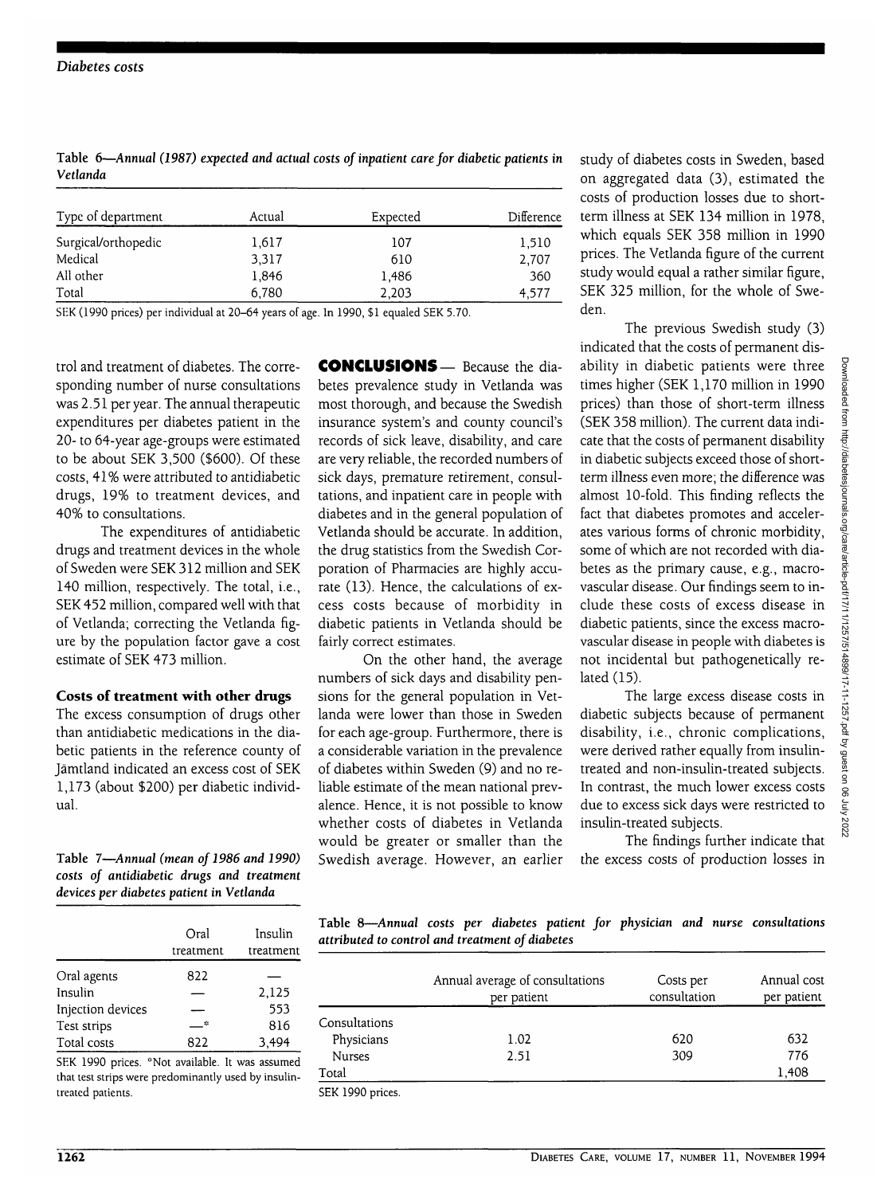Table 6—*Annual (1987) expected and actual costs of inpatient care for diabetic patients in Vetlanda*

| Type of department | Actual | Expected | Difference |
|---|---|---|---|
| Surgical/orthopedic | 1,617 | 107 | 1,510 |
| Medical | 3,317 | 610 | 2,707 |
| All other | 1,846 | 1,486 | 360 |
| Total | 6,780 | 2,203 | 4,577 |

SEK (1990 prices) per individual at 20–64 years of age. In 1990, $1 equaled SEK 5.70.

trol and treatment of diabetes. The corresponding number of nurse consultations was 2.51 per year. The annual therapeutic expenditures per diabetes patient in the 20- to 64-year age-groups were estimated to be about SEK 3,500 ($600). Of these costs, 41% were attributed to antidiabetic drugs, 19% to treatment devices, and 40% to consultations.

The expenditures of antidiabetic drugs and treatment devices in the whole of Sweden were SEK 312 million and SEK 140 million, respectively. The total, i.e., SEK 452 million, compared well with that of Vetlanda; correcting the Vetlanda figure by the population factor gave a cost estimate of SEK 473 million.

### Costs of treatment with other drugs

The excess consumption of drugs other than antidiabetic medications in the diabetic patients in the reference county of Jämtland indicated an excess cost of SEK 1,173 (about $200) per diabetic individual.

Table 7—*Annual (mean of 1986 and 1990) costs of antidiabetic drugs and treatment devices per diabetes patient in Vetlanda*

| | Oral treatment | Insulin treatment |
|---|---|---|
| Oral agents | 822 | — |
| Insulin | — | 2,125 |
| Injection devices | — | 553 |
| Test strips | —* | 816 |
| Total costs | 822 | 3,494 |

SEK 1990 prices. *Not available. It was assumed that test strips were predominantly used by insulin-treated patients.

## CONCLUSIONS

Because the diabetes prevalence study in Vetlanda was most thorough, and because the Swedish insurance system's and county council's records of sick leave, disability, and care are very reliable, the recorded numbers of sick days, premature retirement, consultations, and inpatient care in people with diabetes and in the general population of Vetlanda should be accurate. In addition, the drug statistics from the Swedish Corporation of Pharmacies are highly accurate (13). Hence, the calculations of excess costs because of morbidity in diabetic patients in Vetlanda should be fairly correct estimates.

On the other hand, the average numbers of sick days and disability pensions for the general population in Vetlanda were lower than those in Sweden for each age-group. Furthermore, there is a considerable variation in the prevalence of diabetes within Sweden (9) and no reliable estimate of the mean national prevalence. Hence, it is not possible to know whether costs of diabetes in Vetlanda would be greater or smaller than the Swedish average. However, an earlier study of diabetes costs in Sweden, based on aggregated data (3), estimated the costs of production losses due to short-term illness at SEK 134 million in 1978, which equals SEK 358 million in 1990 prices. The Vetlanda figure of the current study would equal a rather similar figure, SEK 325 million, for the whole of Sweden.

The previous Swedish study (3) indicated that the costs of permanent disability in diabetic patients were three times higher (SEK 1,170 million in 1990 prices) than those of short-term illness (SEK 358 million). The current data indicate that the costs of permanent disability in diabetic subjects exceed those of short-term illness even more; the difference was almost 10-fold. This finding reflects the fact that diabetes promotes and accelerates various forms of chronic morbidity, some of which are not recorded with diabetes as the primary cause, e.g., macrovascular disease. Our findings seem to include these costs of excess disease in diabetic patients, since the excess macrovascular disease in people with diabetes is not incidental but pathogenetically related (15).

The large excess disease costs in diabetic subjects because of permanent disability, i.e., chronic complications, were derived rather equally from insulin-treated and non-insulin-treated subjects. In contrast, the much lower excess costs due to excess sick days were restricted to insulin-treated subjects.

The findings further indicate that the excess costs of production losses in

Table 8—*Annual costs per diabetes patient for physician and nurse consultations attributed to control and treatment of diabetes*

| | Annual average of consultations per patient | Costs per consultation | Annual cost per patient |
|---|---|---|---|
| Consultations | | | |
| Physicians | 1.02 | 620 | 632 |
| Nurses | 2.51 | 309 | 776 |
| Total | | | 1,408 |

SEK 1990 prices.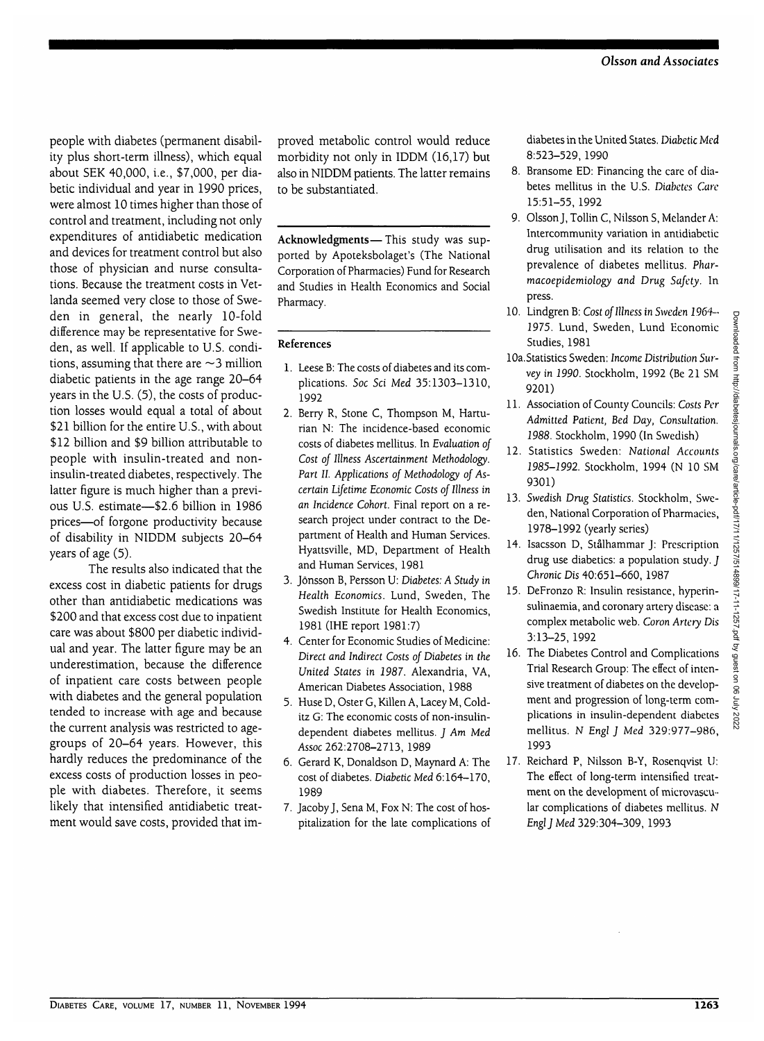people with diabetes (permanent disability plus short-term illness), which equal about SEK 40,000, i.e., $7,000, per diabetic individual and year in 1990 prices, were almost 10 times higher than those of control and treatment, including not only expenditures of antidiabetic medication and devices for treatment control but also those of physician and nurse consultations. Because the treatment costs in Vetlanda seemed very close to those of Sweden in general, the nearly 10-fold difference may be representative for Sweden, as well. If applicable to U.S. conditions, assuming that there are ~3 million diabetic patients in the age range 20–64 years in the U.S. (5), the costs of production losses would equal a total of about $21 billion for the entire U.S., with about $12 billion and $9 billion attributable to people with insulin-treated and non-insulin-treated diabetes, respectively. The latter figure is much higher than a previous U.S. estimate—$2.6 billion in 1986 prices—of forgone productivity because of disability in NIDDM subjects 20–64 years of age (5).

The results also indicated that the excess cost in diabetic patients for drugs other than antidiabetic medications was $200 and that excess cost due to inpatient care was about $800 per diabetic individual and year. The latter figure may be an underestimation, because the difference of inpatient care costs between people with diabetes and the general population tended to increase with age and because the current analysis was restricted to age-groups of 20–64 years. However, this hardly reduces the predominance of the excess costs of production losses in people with diabetes. Therefore, it seems likely that intensified antidiabetic treatment would save costs, provided that improved metabolic control would reduce morbidity not only in IDDM (16,17) but also in NIDDM patients. The latter remains to be substantiated.

**Acknowledgments**— This study was supported by Apoteksbolaget's (The National Corporation of Pharmacies) Fund for Research and Studies in Health Economics and Social Pharmacy.

## References

1. Leese B: The costs of diabetes and its complications. *Soc Sci Med* 35:1303–1310, 1992
2. Berry R, Stone C, Thompson M, Hartunian N: The incidence-based economic costs of diabetes mellitus. In *Evaluation of Cost of Illness Ascertainment Methodology. Part II. Applications of Methodology of Ascertain Lifetime Economic Costs of Illness in an Incidence Cohort*. Final report on a research project under contract to the Department of Health and Human Services. Hyattsville, MD, Department of Health and Human Services, 1981
3. Jönsson B, Persson U: *Diabetes: A Study in Health Economics*. Lund, Sweden, The Swedish Institute for Health Economics, 1981 (IHE report 1981:7)
4. Center for Economic Studies of Medicine: *Direct and Indirect Costs of Diabetes in the United States in 1987*. Alexandria, VA, American Diabetes Association, 1988
5. Huse D, Oster G, Killen A, Lacey M, Colditz G: The economic costs of non-insulin-dependent diabetes mellitus. *J Am Med Assoc* 262:2708–2713, 1989
6. Gerard K, Donaldson D, Maynard A: The cost of diabetes. *Diabetic Med* 6:164–170, 1989
7. Jacoby J, Sena M, Fox N: The cost of hospitalization for the late complications of diabetes in the United States. *Diabetic Med* 8:523–529, 1990
8. Bransome ED: Financing the care of diabetes mellitus in the U.S. *Diabetes Care* 15:51–55, 1992
9. Olsson J, Tollin C, Nilsson S, Melander A: Intercommunity variation in antidiabetic drug utilisation and its relation to the prevalence of diabetes mellitus. *Pharmacoepidemiology and Drug Safety*. In press.
10. Lindgren B: *Cost of Illness in Sweden 1964–1975*. Lund, Sweden, Lund Economic Studies, 1981

10a. Statistics Sweden: *Income Distribution Survey in 1990*. Stockholm, 1992 (Be 21 SM 9201)

11. Association of County Councils: *Costs Per Admitted Patient, Bed Day, Consultation. 1988*. Stockholm, 1990 (In Swedish)
12. Statistics Sweden: *National Accounts 1985–1992*. Stockholm, 1994 (N 10 SM 9301)
13. *Swedish Drug Statistics*. Stockholm, Sweden, National Corporation of Pharmacies, 1978–1992 (yearly series)
14. Isacsson D, Stålhammar J: Prescription drug use diabetics: a population study. *J Chronic Dis* 40:651–660, 1987
15. DeFronzo R: Insulin resistance, hyperinsulinaemia, and coronary artery disease: a complex metabolic web. *Coron Artery Dis* 3:13–25, 1992
16. The Diabetes Control and Complications Trial Research Group: The effect of intensive treatment of diabetes on the development and progression of long-term complications in insulin-dependent diabetes mellitus. *N Engl J Med* 329:977–986, 1993
17. Reichard P, Nilsson B-Y, Rosenqvist U: The effect of long-term intensified treatment on the development of microvascular complications of diabetes mellitus. *N Engl J Med* 329:304–309, 1993